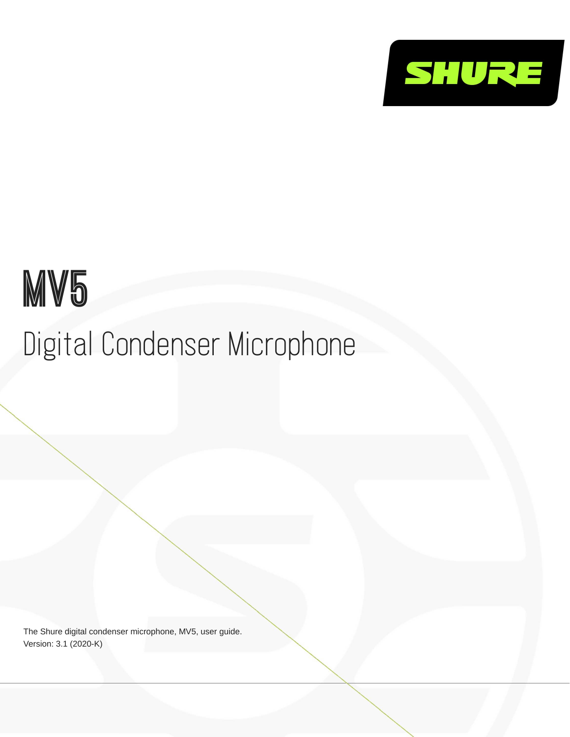SHURE

# MV5

## Digital Condenser Microphone

The Shure digital condenser microphone, MV5, user guide.
Version: 3.1 (2020-K)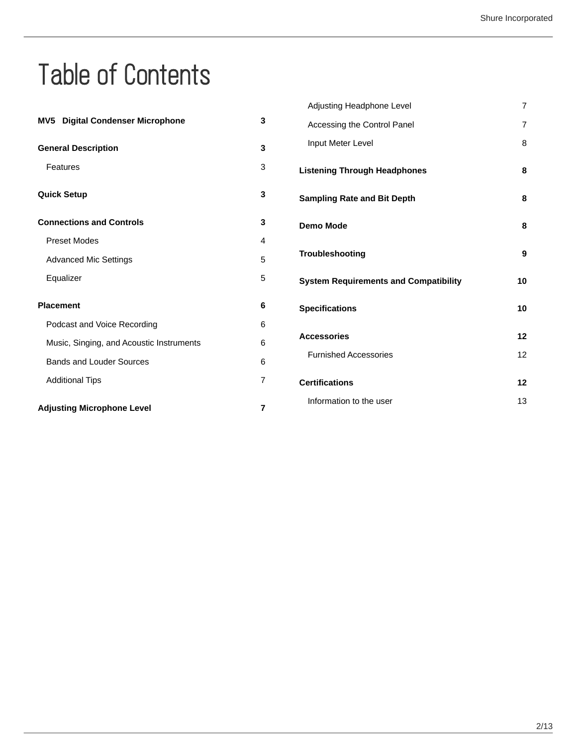# Table of Contents

| | |
|---|---|
| **MV5 Digital Condenser Microphone** | **3** |
| **General Description** | **3** |
| Features | 3 |
| **Quick Setup** | **3** |
| **Connections and Controls** | **3** |
| Preset Modes | 4 |
| Advanced Mic Settings | 5 |
| Equalizer | 5 |
| **Placement** | **6** |
| Podcast and Voice Recording | 6 |
| Music, Singing, and Acoustic Instruments | 6 |
| Bands and Louder Sources | 6 |
| Additional Tips | 7 |
| **Adjusting Microphone Level** | **7** |
| Adjusting Headphone Level | 7 |
| Accessing the Control Panel | 7 |
| Input Meter Level | 8 |
| **Listening Through Headphones** | **8** |
| **Sampling Rate and Bit Depth** | **8** |
| **Demo Mode** | **8** |
| **Troubleshooting** | **9** |
| **System Requirements and Compatibility** | **10** |
| **Specifications** | **10** |
| **Accessories** | **12** |
| Furnished Accessories | 12 |
| **Certifications** | **12** |
| Information to the user | 13 |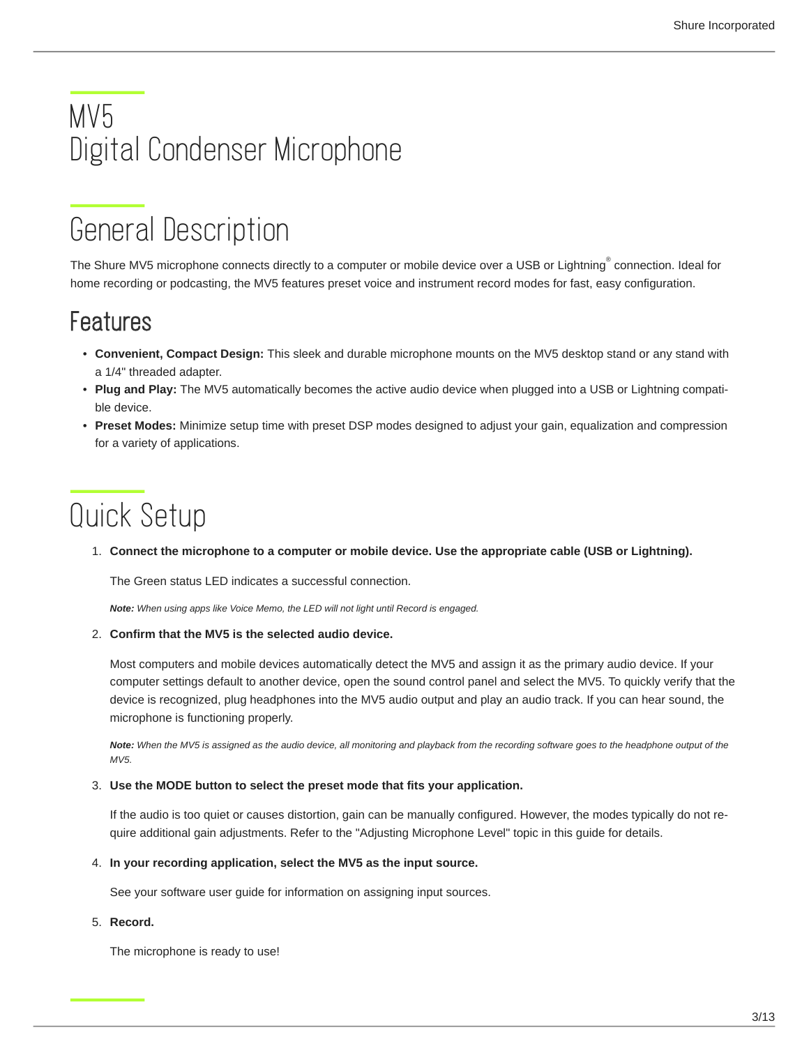# MV5
# Digital Condenser Microphone

# General Description

The Shure MV5 microphone connects directly to a computer or mobile device over a USB or Lightning® connection. Ideal for home recording or podcasting, the MV5 features preset voice and instrument record modes for fast, easy configuration.

## Features

- **Convenient, Compact Design:** This sleek and durable microphone mounts on the MV5 desktop stand or any stand with a 1/4" threaded adapter.
- **Plug and Play:** The MV5 automatically becomes the active audio device when plugged into a USB or Lightning compatible device.
- **Preset Modes:** Minimize setup time with preset DSP modes designed to adjust your gain, equalization and compression for a variety of applications.

# Quick Setup

1. **Connect the microphone to a computer or mobile device. Use the appropriate cable (USB or Lightning).**

   The Green status LED indicates a successful connection.

   ***Note:*** *When using apps like Voice Memo, the LED will not light until Record is engaged.*

2. **Confirm that the MV5 is the selected audio device.**

   Most computers and mobile devices automatically detect the MV5 and assign it as the primary audio device. If your computer settings default to another device, open the sound control panel and select the MV5. To quickly verify that the device is recognized, plug headphones into the MV5 audio output and play an audio track. If you can hear sound, the microphone is functioning properly.

   ***Note:*** *When the MV5 is assigned as the audio device, all monitoring and playback from the recording software goes to the headphone output of the MV5.*

3. **Use the MODE button to select the preset mode that fits your application.**

   If the audio is too quiet or causes distortion, gain can be manually configured. However, the modes typically do not require additional gain adjustments. Refer to the "Adjusting Microphone Level" topic in this guide for details.

4. **In your recording application, select the MV5 as the input source.**

   See your software user guide for information on assigning input sources.

5. **Record.**

   The microphone is ready to use!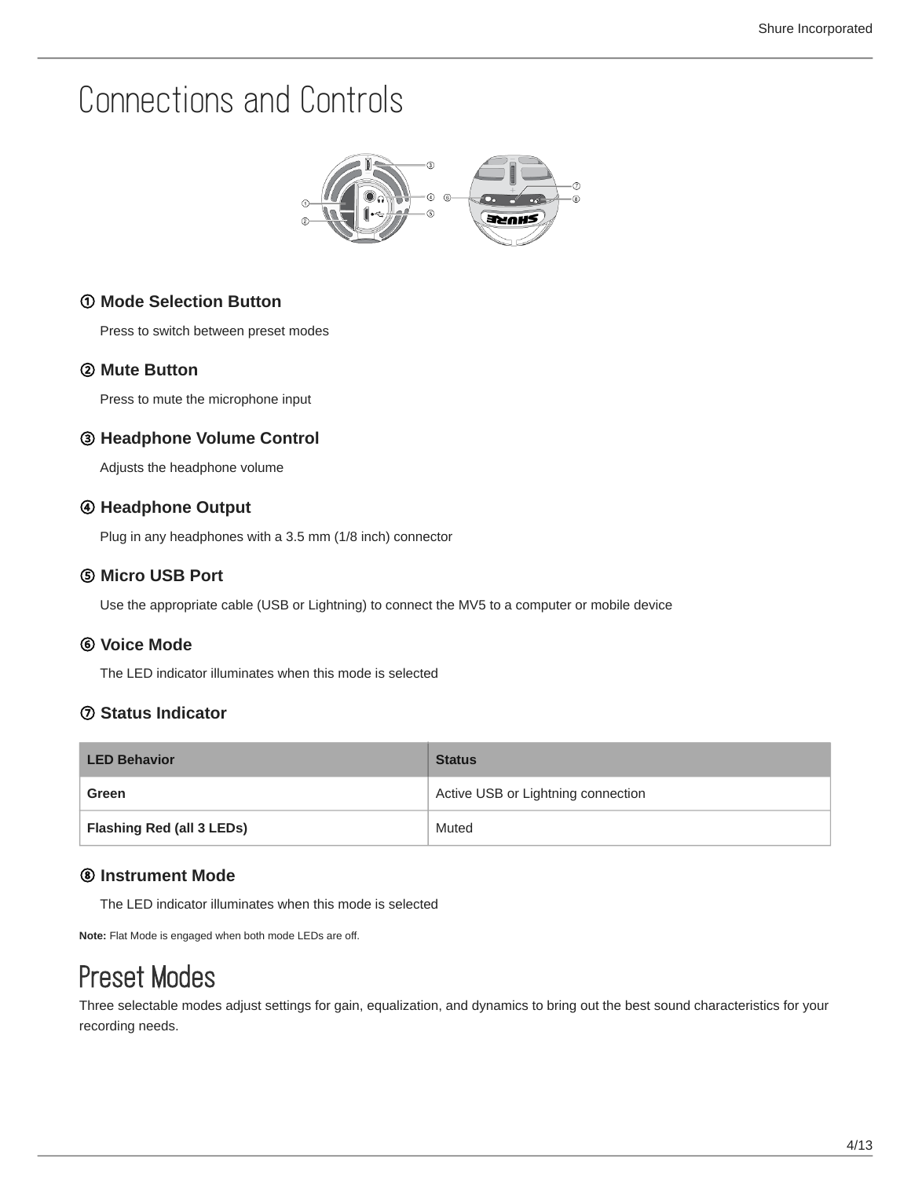# Connections and Controls

### ① Mode Selection Button

Press to switch between preset modes

### ② Mute Button

Press to mute the microphone input

### ③ Headphone Volume Control

Adjusts the headphone volume

### ④ Headphone Output

Plug in any headphones with a 3.5 mm (1/8 inch) connector

### ⑤ Micro USB Port

Use the appropriate cable (USB or Lightning) to connect the MV5 to a computer or mobile device

### ⑥ Voice Mode

The LED indicator illuminates when this mode is selected

### ⑦ Status Indicator

| LED Behavior | Status |
| --- | --- |
| **Green** | Active USB or Lightning connection |
| **Flashing Red (all 3 LEDs)** | Muted |

### ⑧ Instrument Mode

The LED indicator illuminates when this mode is selected

**Note:** Flat Mode is engaged when both mode LEDs are off.

# Preset Modes

Three selectable modes adjust settings for gain, equalization, and dynamics to bring out the best sound characteristics for your recording needs.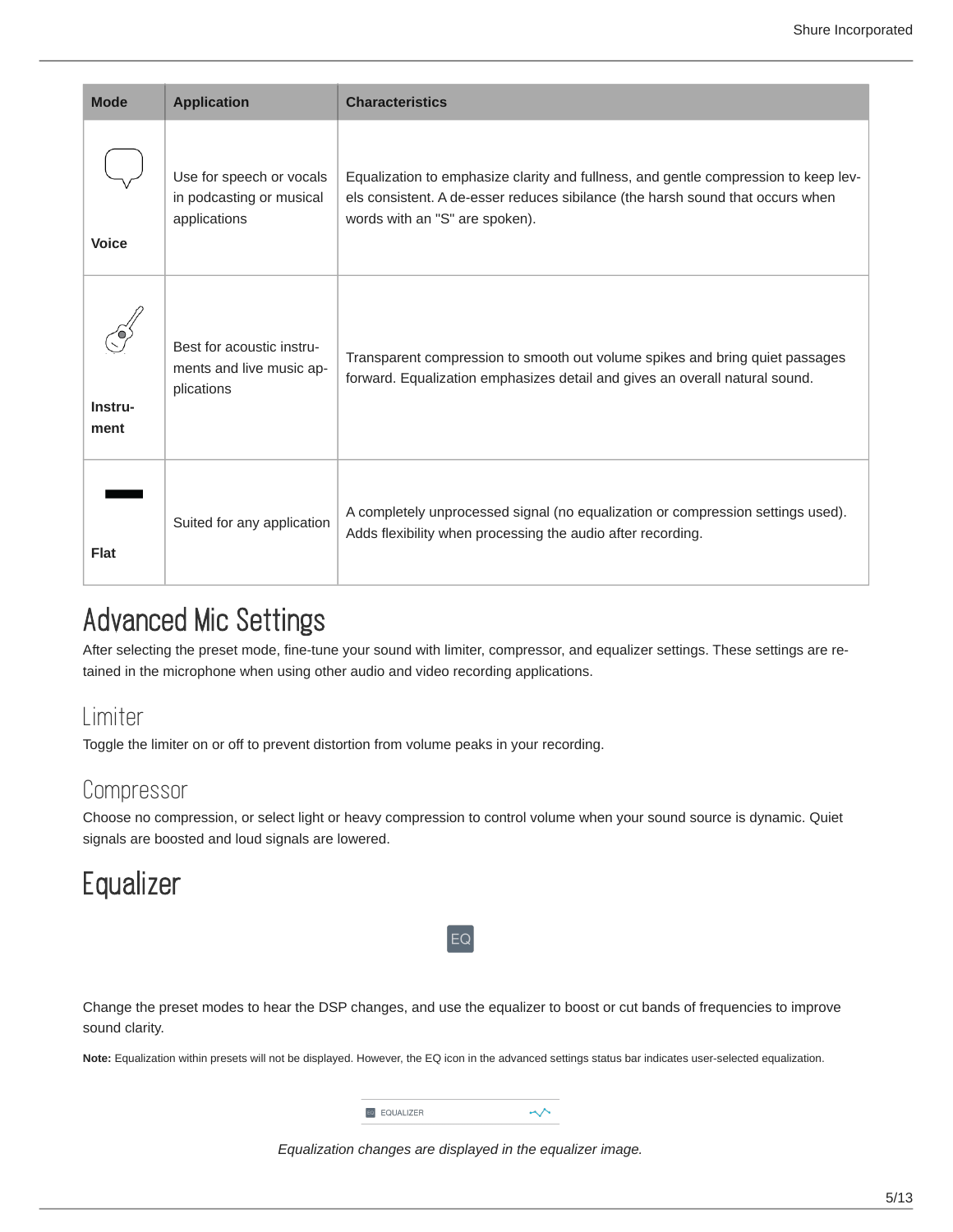| Mode | Application | Characteristics |
| --- | --- | --- |
| Voice | Use for speech or vocals in podcasting or musical applications | Equalization to emphasize clarity and fullness, and gentle compression to keep levels consistent. A de-esser reduces sibilance (the harsh sound that occurs when words with an "S" are spoken). |
| Instrument | Best for acoustic instruments and live music applications | Transparent compression to smooth out volume spikes and bring quiet passages forward. Equalization emphasizes detail and gives an overall natural sound. |
| Flat | Suited for any application | A completely unprocessed signal (no equalization or compression settings used). Adds flexibility when processing the audio after recording. |

# Advanced Mic Settings

After selecting the preset mode, fine-tune your sound with limiter, compressor, and equalizer settings. These settings are retained in the microphone when using other audio and video recording applications.

## Limiter

Toggle the limiter on or off to prevent distortion from volume peaks in your recording.

## Compressor

Choose no compression, or select light or heavy compression to control volume when your sound source is dynamic. Quiet signals are boosted and loud signals are lowered.

# Equalizer

EQ

Change the preset modes to hear the DSP changes, and use the equalizer to boost or cut bands of frequencies to improve sound clarity.

**Note:** Equalization within presets will not be displayed. However, the EQ icon in the advanced settings status bar indicates user-selected equalization.

EQUALIZER

*Equalization changes are displayed in the equalizer image.*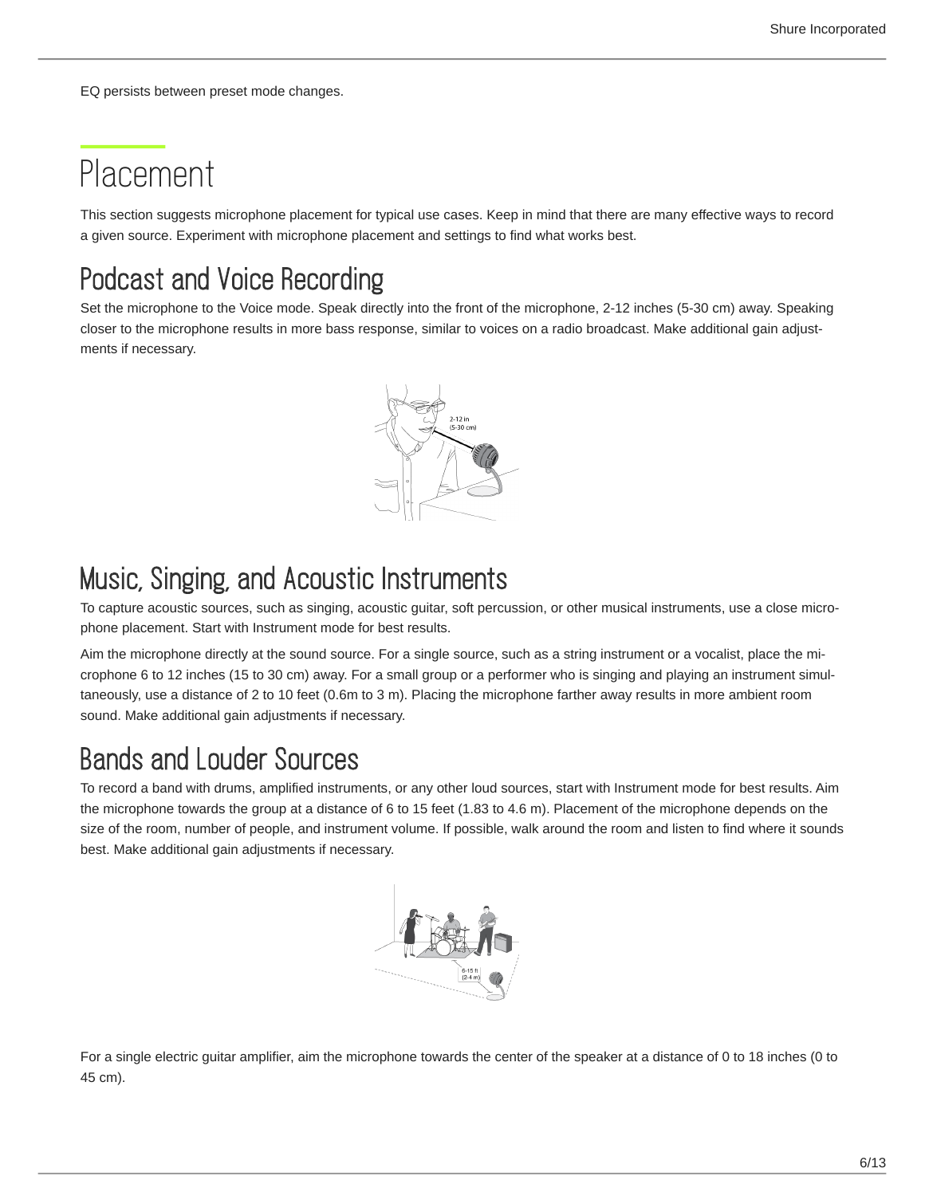EQ persists between preset mode changes.

# Placement

This section suggests microphone placement for typical use cases. Keep in mind that there are many effective ways to record a given source. Experiment with microphone placement and settings to find what works best.

## Podcast and Voice Recording

Set the microphone to the Voice mode. Speak directly into the front of the microphone, 2-12 inches (5-30 cm) away. Speaking closer to the microphone results in more bass response, similar to voices on a radio broadcast. Make additional gain adjustments if necessary.

## Music, Singing, and Acoustic Instruments

To capture acoustic sources, such as singing, acoustic guitar, soft percussion, or other musical instruments, use a close microphone placement. Start with Instrument mode for best results.

Aim the microphone directly at the sound source. For a single source, such as a string instrument or a vocalist, place the microphone 6 to 12 inches (15 to 30 cm) away. For a small group or a performer who is singing and playing an instrument simultaneously, use a distance of 2 to 10 feet (0.6m to 3 m). Placing the microphone farther away results in more ambient room sound. Make additional gain adjustments if necessary.

## Bands and Louder Sources

To record a band with drums, amplified instruments, or any other loud sources, start with Instrument mode for best results. Aim the microphone towards the group at a distance of 6 to 15 feet (1.83 to 4.6 m). Placement of the microphone depends on the size of the room, number of people, and instrument volume. If possible, walk around the room and listen to find where it sounds best. Make additional gain adjustments if necessary.

For a single electric guitar amplifier, aim the microphone towards the center of the speaker at a distance of 0 to 18 inches (0 to 45 cm).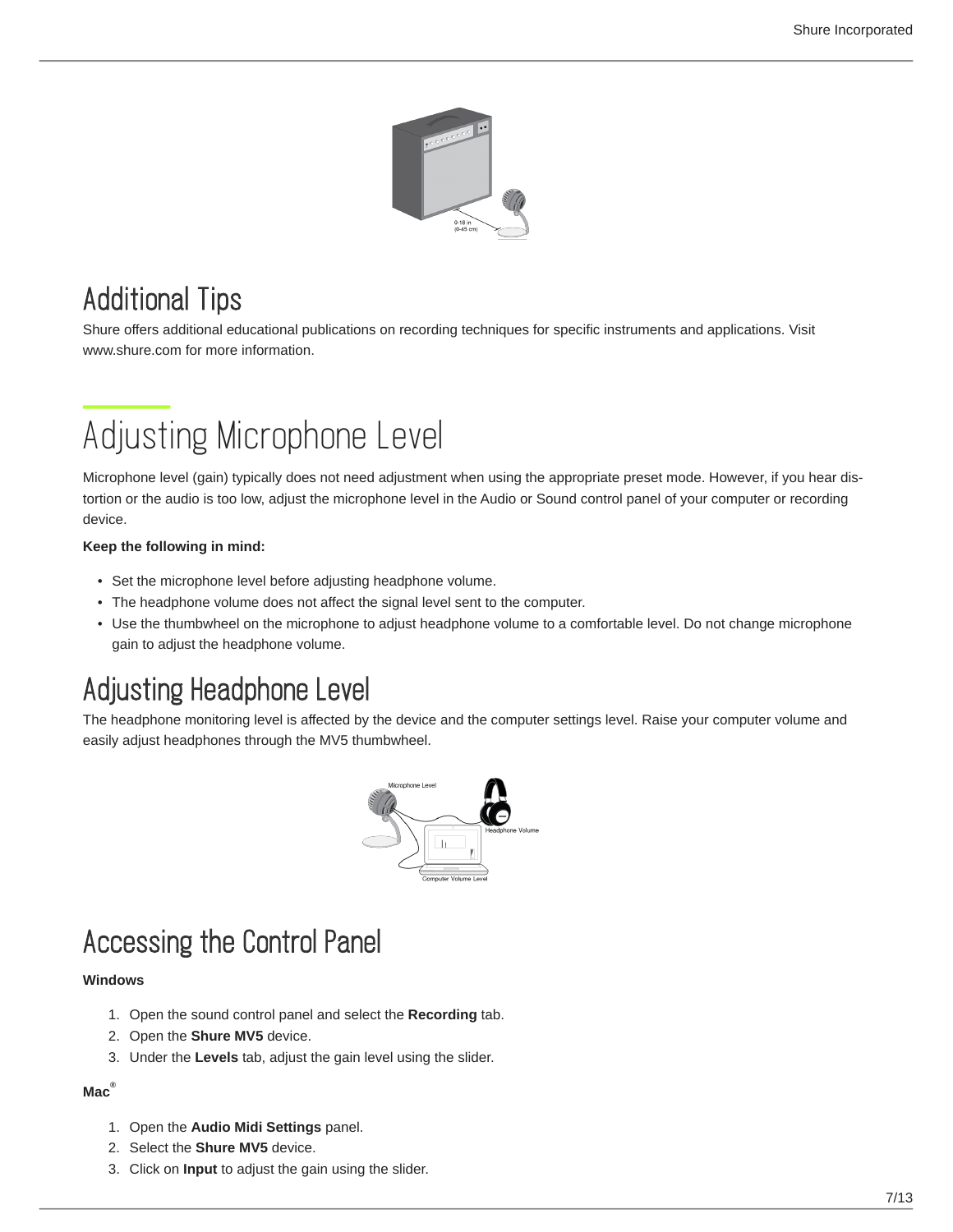## Additional Tips

Shure offers additional educational publications on recording techniques for specific instruments and applications. Visit www.shure.com for more information.

# Adjusting Microphone Level

Microphone level (gain) typically does not need adjustment when using the appropriate preset mode. However, if you hear distortion or the audio is too low, adjust the microphone level in the Audio or Sound control panel of your computer or recording device.

**Keep the following in mind:**

- Set the microphone level before adjusting headphone volume.
- The headphone volume does not affect the signal level sent to the computer.
- Use the thumbwheel on the microphone to adjust headphone volume to a comfortable level. Do not change microphone gain to adjust the headphone volume.

## Adjusting Headphone Level

The headphone monitoring level is affected by the device and the computer settings level. Raise your computer volume and easily adjust headphones through the MV5 thumbwheel.

## Accessing the Control Panel

**Windows**

1. Open the sound control panel and select the **Recording** tab.
2. Open the **Shure MV5** device.
3. Under the **Levels** tab, adjust the gain level using the slider.

**Mac®**

1. Open the **Audio Midi Settings** panel.
2. Select the **Shure MV5** device.
3. Click on **Input** to adjust the gain using the slider.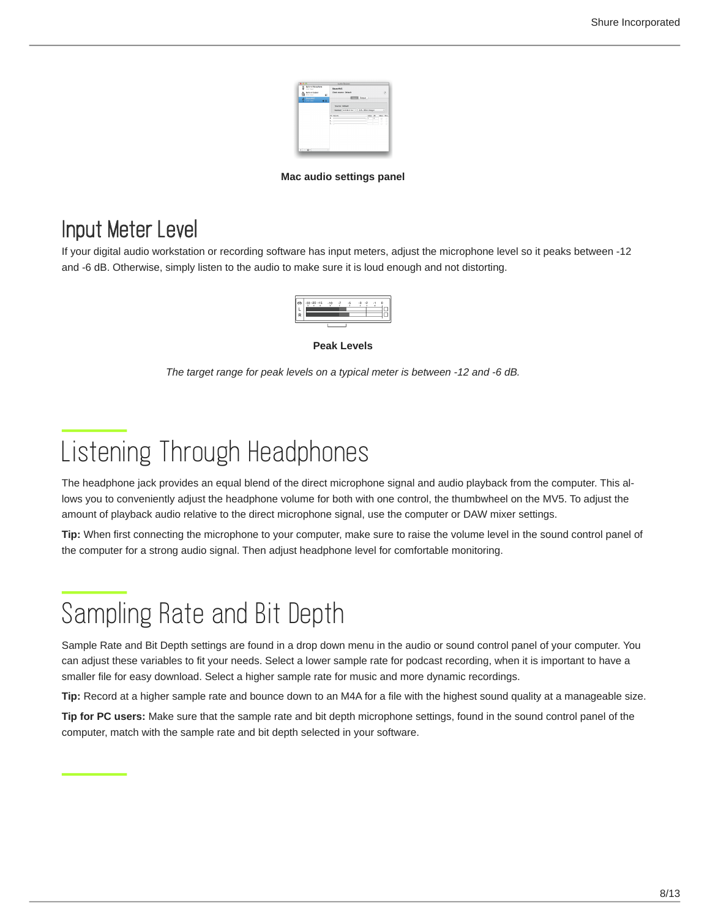Mac audio settings panel

## Input Meter Level

If your digital audio workstation or recording software has input meters, adjust the microphone level so it peaks between -12 and -6 dB. Otherwise, simply listen to the audio to make sure it is loud enough and not distorting.

**Peak Levels**

*The target range for peak levels on a typical meter is between -12 and -6 dB.*

# Listening Through Headphones

The headphone jack provides an equal blend of the direct microphone signal and audio playback from the computer. This allows you to conveniently adjust the headphone volume for both with one control, the thumbwheel on the MV5. To adjust the amount of playback audio relative to the direct microphone signal, use the computer or DAW mixer settings.

**Tip:** When first connecting the microphone to your computer, make sure to raise the volume level in the sound control panel of the computer for a strong audio signal. Then adjust headphone level for comfortable monitoring.

# Sampling Rate and Bit Depth

Sample Rate and Bit Depth settings are found in a drop down menu in the audio or sound control panel of your computer. You can adjust these variables to fit your needs. Select a lower sample rate for podcast recording, when it is important to have a smaller file for easy download. Select a higher sample rate for music and more dynamic recordings.

**Tip:** Record at a higher sample rate and bounce down to an M4A for a file with the highest sound quality at a manageable size.

**Tip for PC users:** Make sure that the sample rate and bit depth microphone settings, found in the sound control panel of the computer, match with the sample rate and bit depth selected in your software.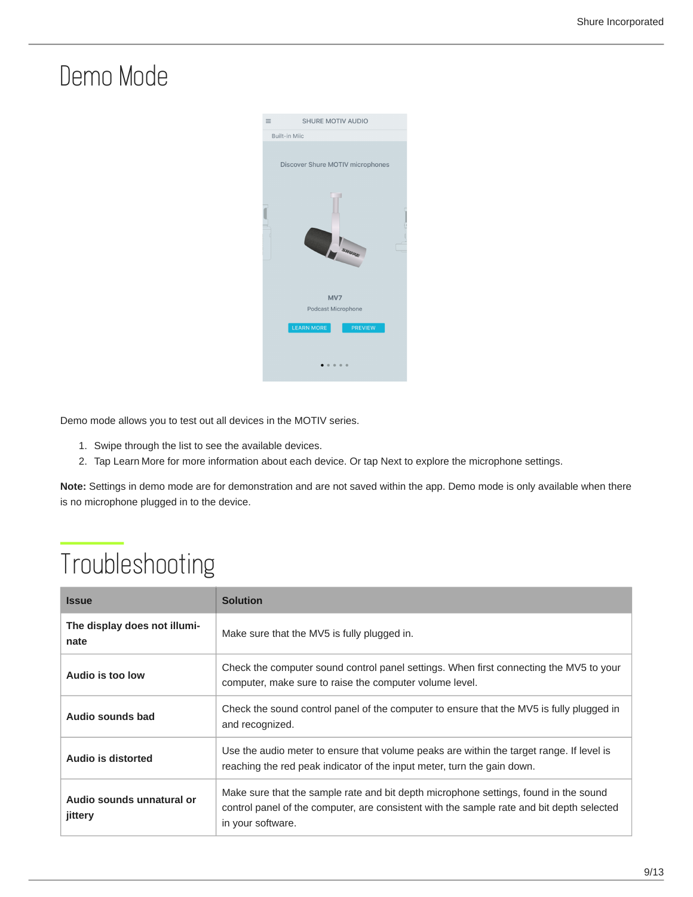# Demo Mode

Demo mode allows you to test out all devices in the MOTIV series.

1. Swipe through the list to see the available devices.
2. Tap Learn More for more information about each device. Or tap Next to explore the microphone settings.

**Note:** Settings in demo mode are for demonstration and are not saved within the app. Demo mode is only available when there is no microphone plugged in to the device.

# Troubleshooting

| Issue | Solution |
|---|---|
| **The display does not illuminate** | Make sure that the MV5 is fully plugged in. |
| **Audio is too low** | Check the computer sound control panel settings. When first connecting the MV5 to your computer, make sure to raise the computer volume level. |
| **Audio sounds bad** | Check the sound control panel of the computer to ensure that the MV5 is fully plugged in and recognized. |
| **Audio is distorted** | Use the audio meter to ensure that volume peaks are within the target range. If level is reaching the red peak indicator of the input meter, turn the gain down. |
| **Audio sounds unnatural or jittery** | Make sure that the sample rate and bit depth microphone settings, found in the sound control panel of the computer, are consistent with the sample rate and bit depth selected in your software. |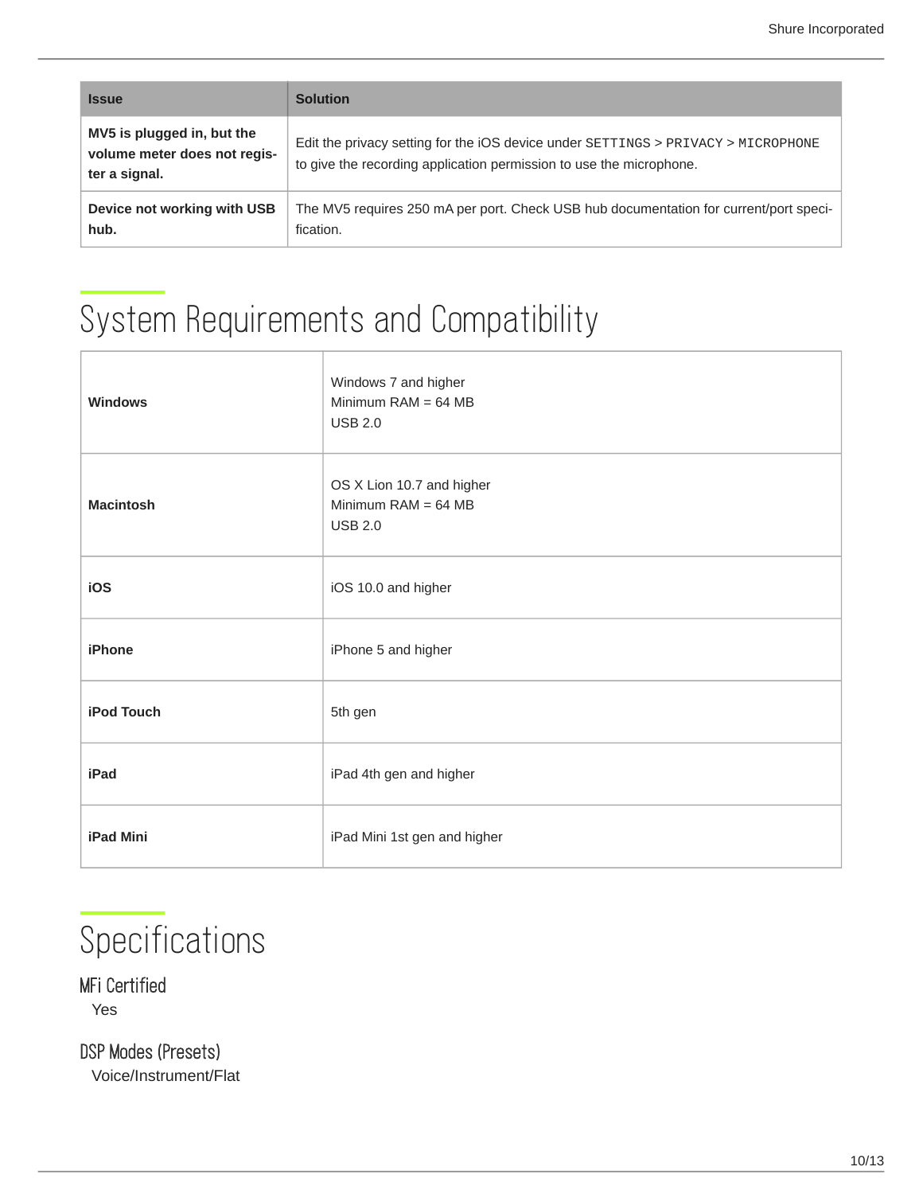| Issue | Solution |
| --- | --- |
| **MV5 is plugged in, but the volume meter does not register a signal.** | Edit the privacy setting for the iOS device under SETTINGS > PRIVACY > MICROPHONE to give the recording application permission to use the microphone. |
| **Device not working with USB hub.** | The MV5 requires 250 mA per port. Check USB hub documentation for current/port specification. |

# System Requirements and Compatibility

| | |
| --- | --- |
| **Windows** | Windows 7 and higher<br>Minimum RAM = 64 MB<br>USB 2.0 |
| **Macintosh** | OS X Lion 10.7 and higher<br>Minimum RAM = 64 MB<br>USB 2.0 |
| **iOS** | iOS 10.0 and higher |
| **iPhone** | iPhone 5 and higher |
| **iPod Touch** | 5th gen |
| **iPad** | iPad 4th gen and higher |
| **iPad Mini** | iPad Mini 1st gen and higher |

# Specifications

## MFi Certified

Yes

## DSP Modes (Presets)

Voice/Instrument/Flat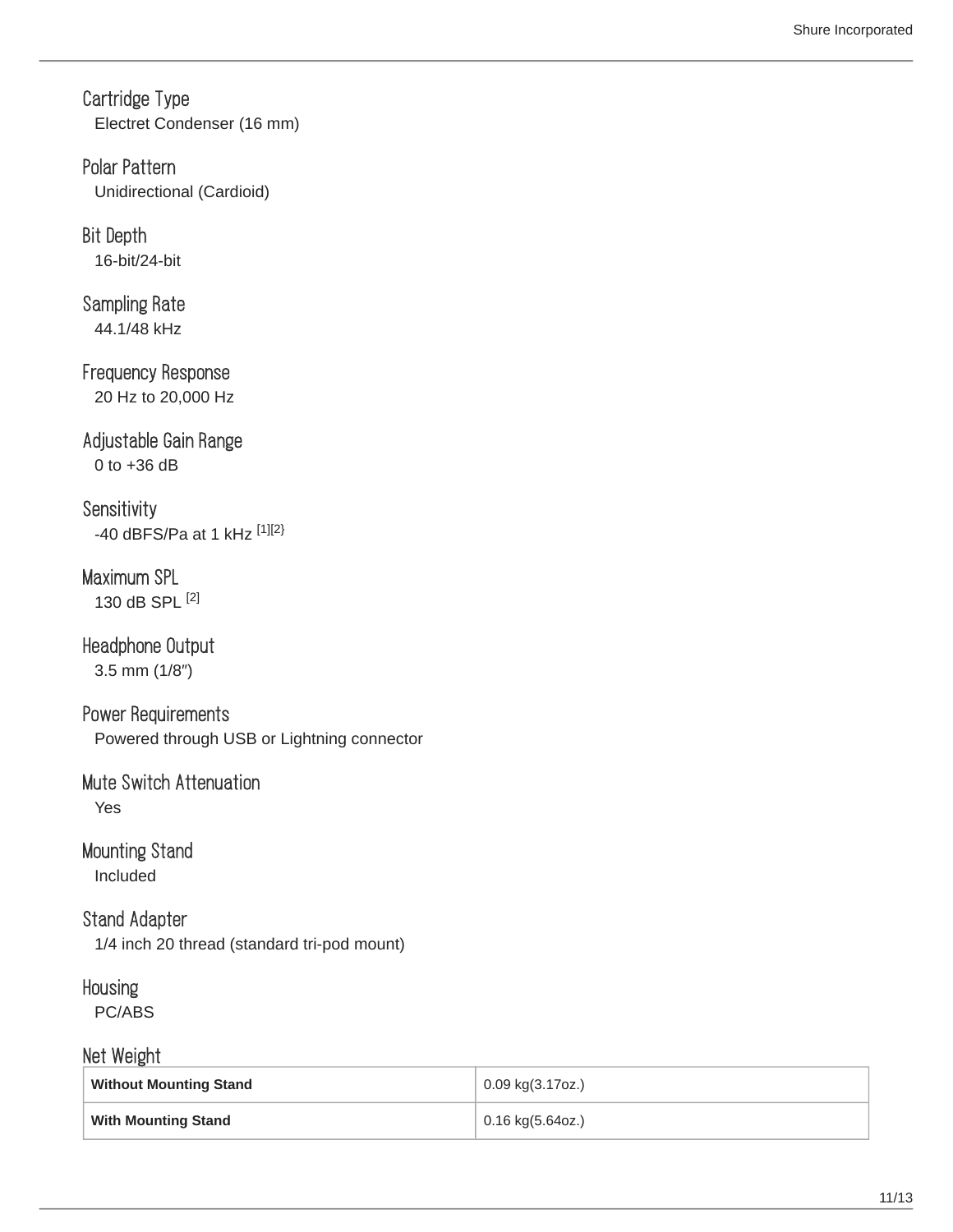### Cartridge Type

Electret Condenser (16 mm)

### Polar Pattern

Unidirectional (Cardioid)

### Bit Depth

16-bit/24-bit

### Sampling Rate

44.1/48 kHz

### Frequency Response

20 Hz to 20,000 Hz

### Adjustable Gain Range

0 to +36 dB

### Sensitivity

-40 dBFS/Pa at 1 kHz [1][2]

### Maximum SPL

130 dB SPL [2]

### Headphone Output

3.5 mm (1/8″)

### Power Requirements

Powered through USB or Lightning connector

### Mute Switch Attenuation

Yes

### Mounting Stand

Included

### Stand Adapter

1/4 inch 20 thread (standard tri-pod mount)

### Housing

PC/ABS

### Net Weight

| | |
|---|---|
| **Without Mounting Stand** | 0.09 kg(3.17oz.) |
| **With Mounting Stand** | 0.16 kg(5.64oz.) |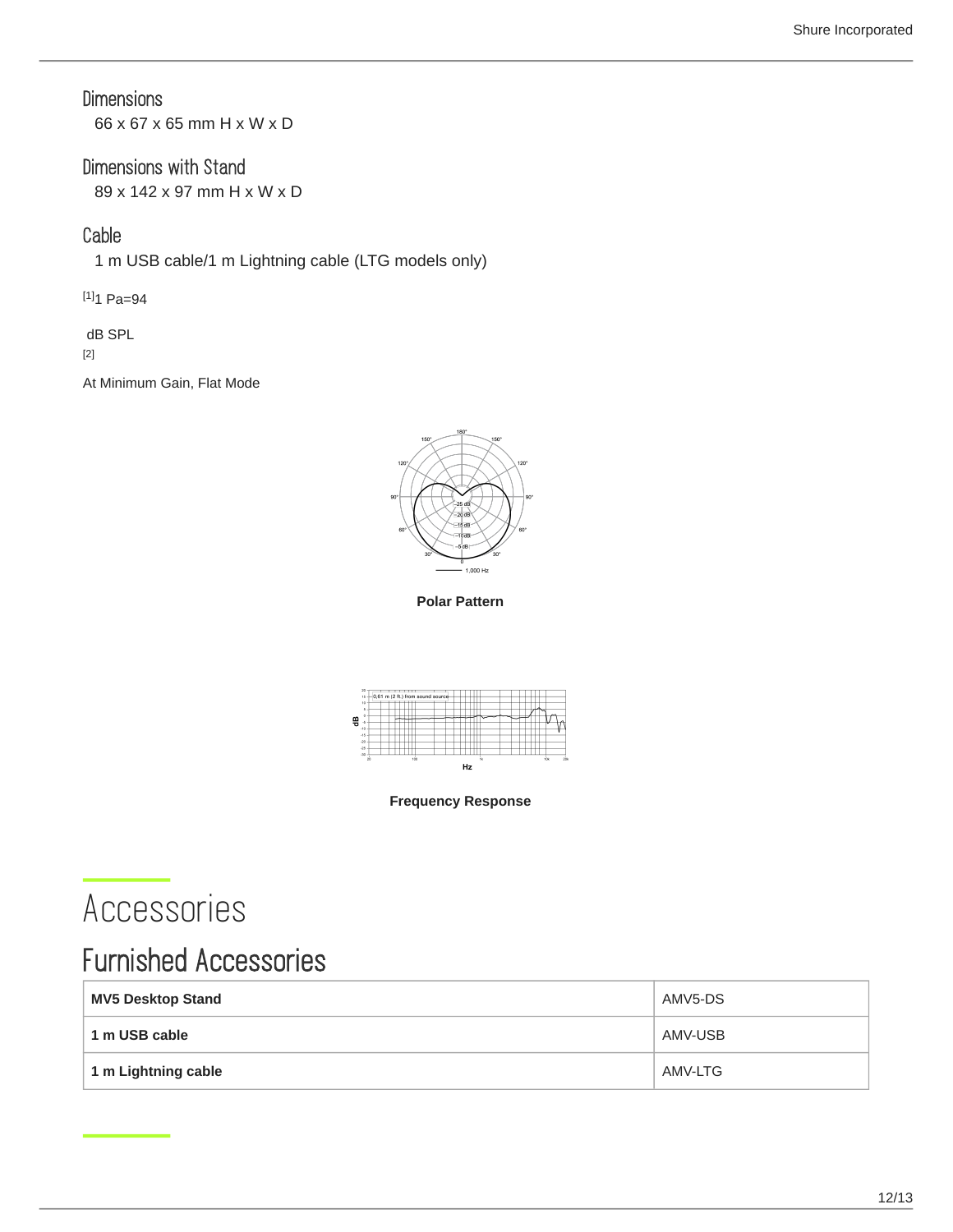### Dimensions

66 x 67 x 65 mm H x W x D

### Dimensions with Stand

89 x 142 x 97 mm H x W x D

### Cable

1 m USB cable/1 m Lightning cable (LTG models only)

[1]1 Pa=94

dB SPL

[2]

At Minimum Gain, Flat Mode

Polar Pattern

Frequency Response

# Accessories

## Furnished Accessories

| | |
|---|---|
| **MV5 Desktop Stand** | AMV5-DS |
| **1 m USB cable** | AMV-USB |
| **1 m Lightning cable** | AMV-LTG |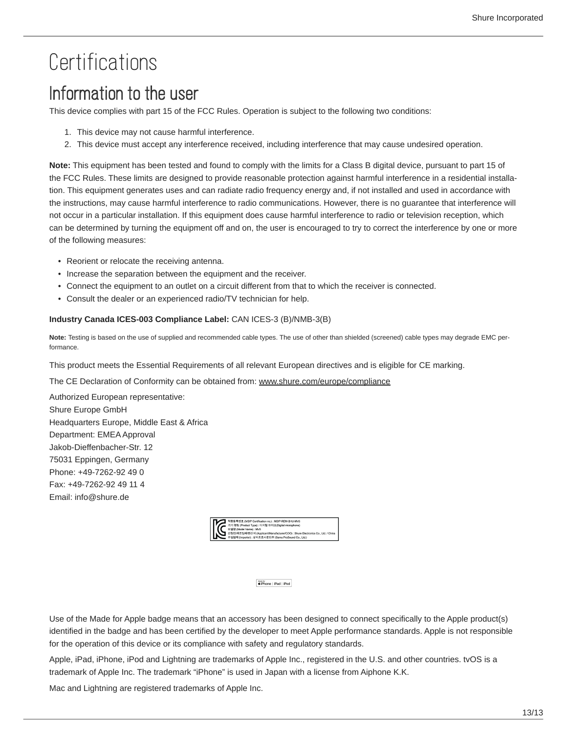# Certifications

## Information to the user

This device complies with part 15 of the FCC Rules. Operation is subject to the following two conditions:

1. This device may not cause harmful interference.
2. This device must accept any interference received, including interference that may cause undesired operation.

**Note:** This equipment has been tested and found to comply with the limits for a Class B digital device, pursuant to part 15 of the FCC Rules. These limits are designed to provide reasonable protection against harmful interference in a residential installation. This equipment generates uses and can radiate radio frequency energy and, if not installed and used in accordance with the instructions, may cause harmful interference to radio communications. However, there is no guarantee that interference will not occur in a particular installation. If this equipment does cause harmful interference to radio or television reception, which can be determined by turning the equipment off and on, the user is encouraged to try to correct the interference by one or more of the following measures:

- Reorient or relocate the receiving antenna.
- Increase the separation between the equipment and the receiver.
- Connect the equipment to an outlet on a circuit different from that to which the receiver is connected.
- Consult the dealer or an experienced radio/TV technician for help.

**Industry Canada ICES-003 Compliance Label:** CAN ICES-3 (B)/NMB-3(B)

**Note:** Testing is based on the use of supplied and recommended cable types. The use of other than shielded (screened) cable types may degrade EMC performance.

This product meets the Essential Requirements of all relevant European directives and is eligible for CE marking.

The CE Declaration of Conformity can be obtained from: www.shure.com/europe/compliance

Authorized European representative:
Shure Europe GmbH
Headquarters Europe, Middle East & Africa
Department: EMEA Approval
Jakob-Dieffenbacher-Str. 12
75031 Eppingen, Germany
Phone: +49-7262-92 49 0
Fax: +49-7262-92 49 11 4
Email: info@shure.de

적합등록번호 (MSIP Certification no.) : MSIP-REM-SHU-MV5
기기 명칭 (Product Type) : 디지털 마이크(Digital microphone)
모델명 (Model Name) : MV5
신청인/제조업체/원산지 (Applicant/Manufacturer/COO) : Shure Electronics Co., Ltd. / China
수입업체 (Importer) : 삼아프로사운드㈜ (Sama ProSound Co., Ltd.)

Made for iPhone | iPad | iPod

Use of the Made for Apple badge means that an accessory has been designed to connect specifically to the Apple product(s) identified in the badge and has been certified by the developer to meet Apple performance standards. Apple is not responsible for the operation of this device or its compliance with safety and regulatory standards.

Apple, iPad, iPhone, iPod and Lightning are trademarks of Apple Inc., registered in the U.S. and other countries. tvOS is a trademark of Apple Inc. The trademark "iPhone" is used in Japan with a license from Aiphone K.K.

Mac and Lightning are registered trademarks of Apple Inc.